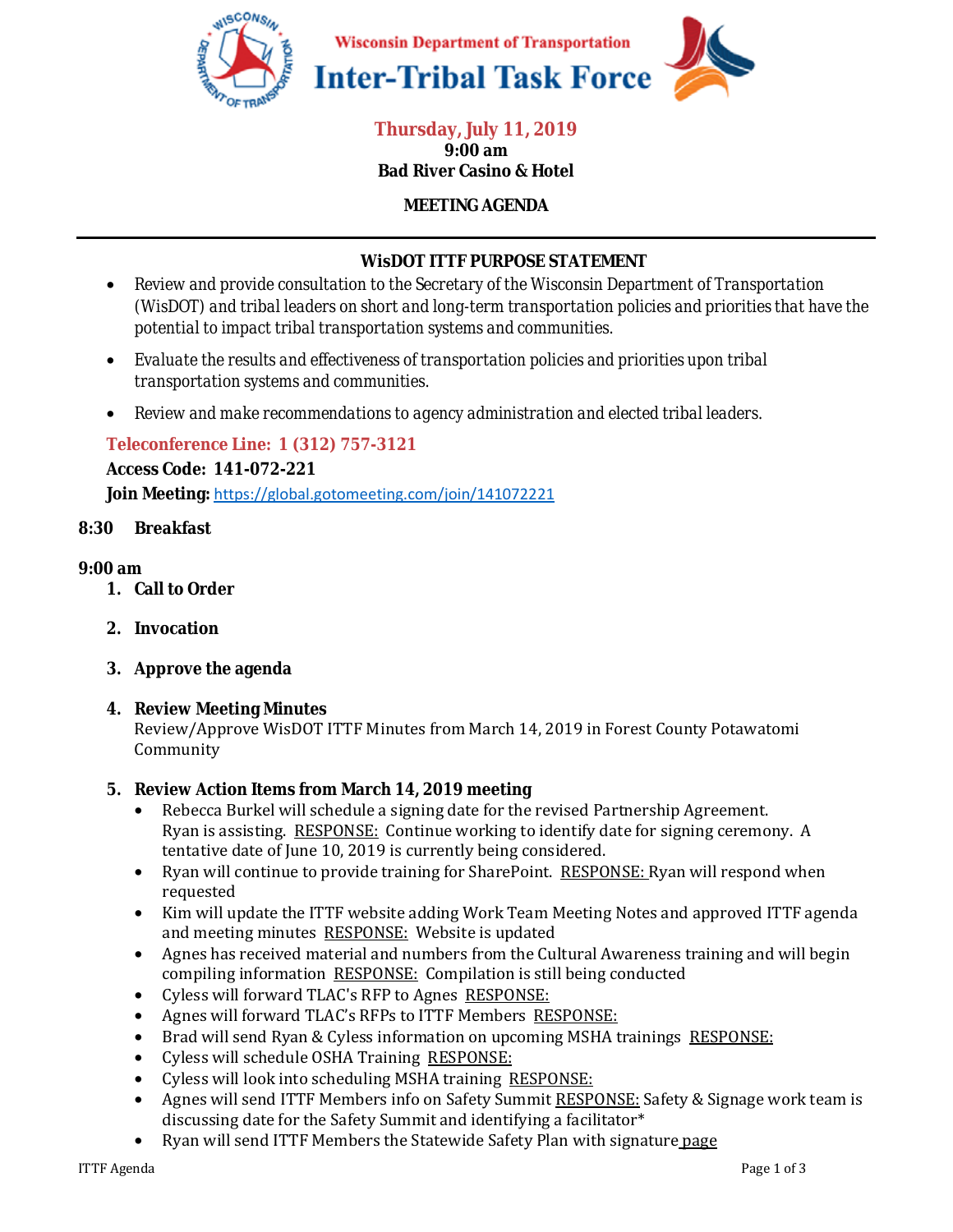Wisconsin Department of Transportation

# Inter-Tribal Task Force

**Thursday, July 11, 2019**
**9:00 am**
**Bad River Casino & Hotel**

**MEETING AGENDA**

---

### WisDOT ITTF PURPOSE STATEMENT

- Review and provide consultation to the Secretary of the Wisconsin Department of Transportation (WisDOT) and tribal leaders on short and long-term transportation policies and priorities that have the potential to impact tribal transportation systems and communities.
- Evaluate the results and effectiveness of transportation policies and priorities upon tribal transportation systems and communities.
- Review and make recommendations to agency administration and elected tribal leaders.

**Teleconference Line: 1 (312) 757-3121**
**Access Code: 141-072-221**
**Join Meeting:** https://global.gotomeeting.com/join/141072221

**8:30 Breakfast**

**9:00 am**

1. **Call to Order**
2. **Invocation**
3. **Approve the agenda**
4. **Review Meeting Minutes**
   Review/Approve WisDOT ITTF Minutes from March 14, 2019 in Forest County Potawatomi Community
5. **Review Action Items from March 14, 2019 meeting**
   - Rebecca Burkel will schedule a signing date for the revised Partnership Agreement. Ryan is assisting. RESPONSE: Continue working to identify date for signing ceremony. A tentative date of June 10, 2019 is currently being considered.
   - Ryan will continue to provide training for SharePoint. RESPONSE: Ryan will respond when requested
   - Kim will update the ITTF website adding Work Team Meeting Notes and approved ITTF agenda and meeting minutes RESPONSE: Website is updated
   - Agnes has received material and numbers from the Cultural Awareness training and will begin compiling information RESPONSE: Compilation is still being conducted
   - Cyless will forward TLAC's RFP to Agnes RESPONSE:
   - Agnes will forward TLAC's RFPs to ITTF Members RESPONSE:
   - Brad will send Ryan & Cyless information on upcoming MSHA trainings RESPONSE:
   - Cyless will schedule OSHA Training RESPONSE:
   - Cyless will look into scheduling MSHA training RESPONSE:
   - Agnes will send ITTF Members info on Safety Summit RESPONSE: Safety & Signage work team is discussing date for the Safety Summit and identifying a facilitator*
   - Ryan will send ITTF Members the Statewide Safety Plan with signature page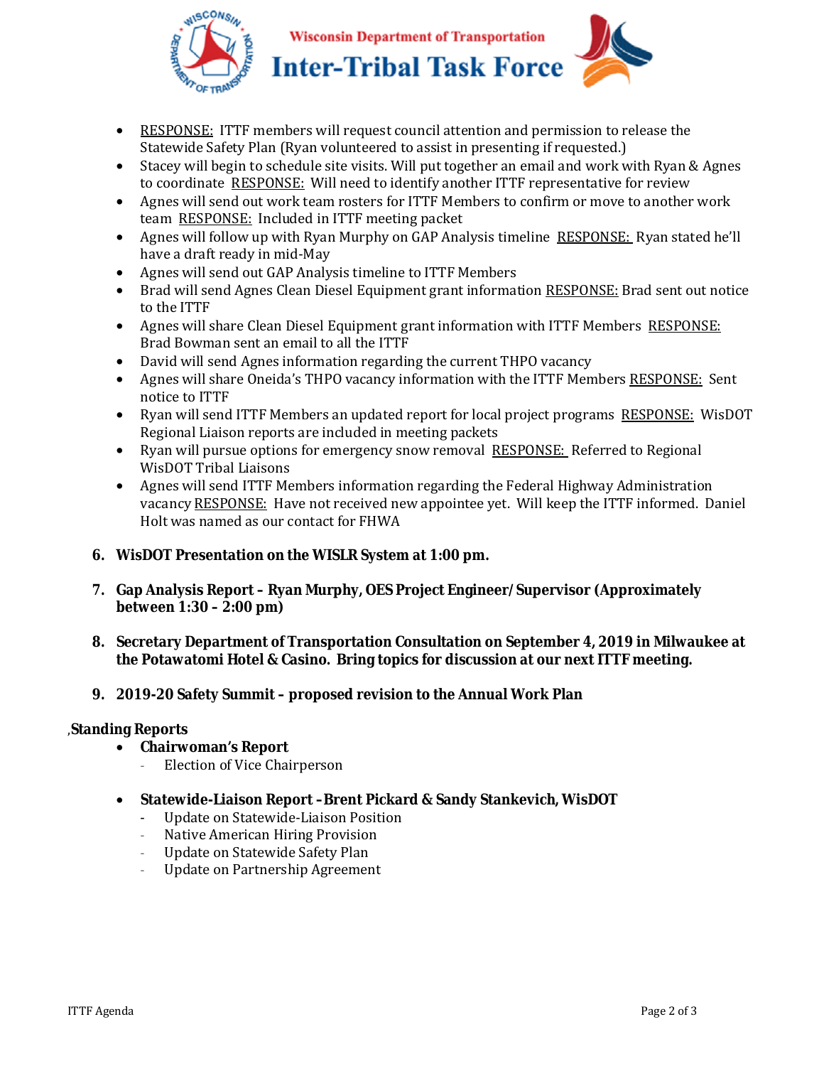- RESPONSE: ITTF members will request council attention and permission to release the Statewide Safety Plan (Ryan volunteered to assist in presenting if requested.)
- Stacey will begin to schedule site visits. Will put together an email and work with Ryan & Agnes to coordinate RESPONSE: Will need to identify another ITTF representative for review
- Agnes will send out work team rosters for ITTF Members to confirm or move to another work team RESPONSE: Included in ITTF meeting packet
- Agnes will follow up with Ryan Murphy on GAP Analysis timeline RESPONSE: Ryan stated he'll have a draft ready in mid-May
- Agnes will send out GAP Analysis timeline to ITTF Members
- Brad will send Agnes Clean Diesel Equipment grant information RESPONSE: Brad sent out notice to the ITTF
- Agnes will share Clean Diesel Equipment grant information with ITTF Members RESPONSE: Brad Bowman sent an email to all the ITTF
- David will send Agnes information regarding the current THPO vacancy
- Agnes will share Oneida's THPO vacancy information with the ITTF Members RESPONSE: Sent notice to ITTF
- Ryan will send ITTF Members an updated report for local project programs RESPONSE: WisDOT Regional Liaison reports are included in meeting packets
- Ryan will pursue options for emergency snow removal RESPONSE: Referred to Regional WisDOT Tribal Liaisons
- Agnes will send ITTF Members information regarding the Federal Highway Administration vacancy RESPONSE: Have not received new appointee yet. Will keep the ITTF informed. Daniel Holt was named as our contact for FHWA

6. **WisDOT Presentation on the WISLR System at 1:00 pm.**

7. **Gap Analysis Report – Ryan Murphy, OES Project Engineer/ Supervisor (Approximately between 1:30 – 2:00 pm)**

8. **Secretary Department of Transportation Consultation on September 4, 2019 in Milwaukee at the Potawatomi Hotel & Casino. Bring topics for discussion at our next ITTF meeting.**

9. **2019-20 Safety Summit – proposed revision to the Annual Work Plan**

**Standing Reports**

- **Chairwoman's Report**
  - Election of Vice Chairperson

- **Statewide-Liaison Report – Brent Pickard & Sandy Stankevich, WisDOT**
  - Update on Statewide-Liaison Position
  - Native American Hiring Provision
  - Update on Statewide Safety Plan
  - Update on Partnership Agreement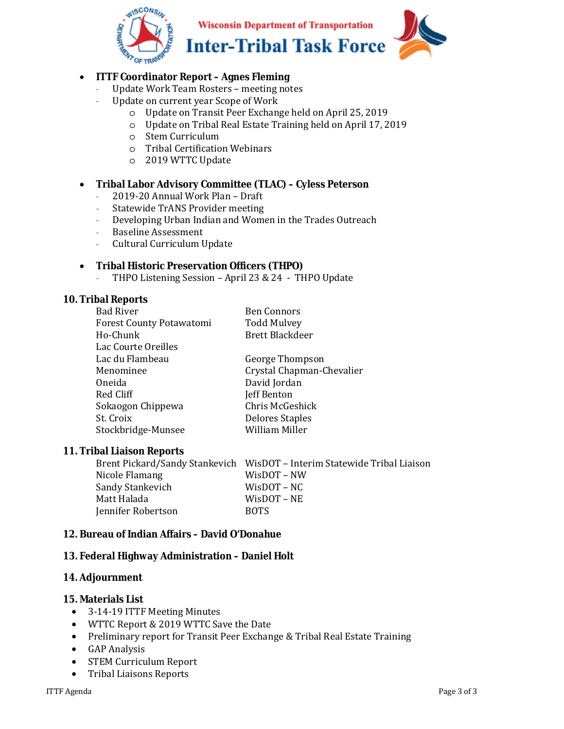- **ITTF Coordinator Report – Agnes Fleming**
  - Update Work Team Rosters – meeting notes
  - Update on current year Scope of Work
    - Update on Transit Peer Exchange held on April 25, 2019
    - Update on Tribal Real Estate Training held on April 17, 2019
    - Stem Curriculum
    - Tribal Certification Webinars
    - 2019 WTTC Update

- **Tribal Labor Advisory Committee (TLAC) – Cyless Peterson**
  - 2019-20 Annual Work Plan – Draft
  - Statewide TrANS Provider meeting
  - Developing Urban Indian and Women in the Trades Outreach
  - Baseline Assessment
  - Cultural Curriculum Update

- **Tribal Historic Preservation Officers (THPO)**
  - THPO Listening Session – April 23 & 24 - THPO Update

## 10. Tribal Reports

| | |
|---|---|
| Bad River | Ben Connors |
| Forest County Potawatomi | Todd Mulvey |
| Ho-Chunk | Brett Blackdeer |
| Lac Courte Oreilles | |
| Lac du Flambeau | George Thompson |
| Menominee | Crystal Chapman-Chevalier |
| Oneida | David Jordan |
| Red Cliff | Jeff Benton |
| Sokaogon Chippewa | Chris McGeshick |
| St. Croix | Delores Staples |
| Stockbridge-Munsee | William Miller |

## 11. Tribal Liaison Reports

| | |
|---|---|
| Brent Pickard/Sandy Stankevich | WisDOT – Interim Statewide Tribal Liaison |
| Nicole Flamang | WisDOT – NW |
| Sandy Stankevich | WisDOT – NC |
| Matt Halada | WisDOT – NE |
| Jennifer Robertson | BOTS |

## 12. Bureau of Indian Affairs – David O'Donahue

## 13. Federal Highway Administration – Daniel Holt

## 14. Adjournment

## 15. Materials List

- 3-14-19 ITTF Meeting Minutes
- WTTC Report & 2019 WTTC Save the Date
- Preliminary report for Transit Peer Exchange & Tribal Real Estate Training
- GAP Analysis
- STEM Curriculum Report
- Tribal Liaisons Reports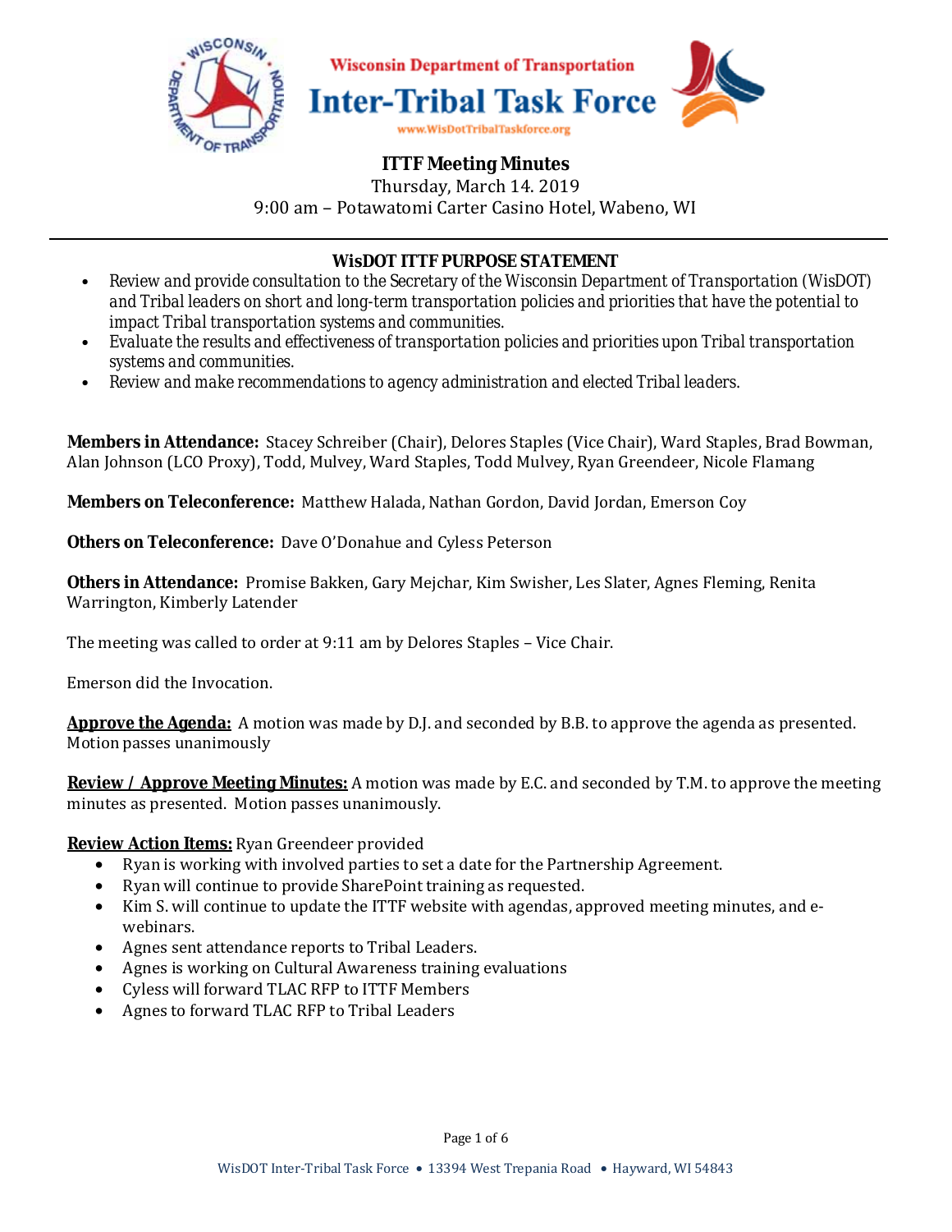Wisconsin Department of Transportation

# Inter-Tribal Task Force

www.WisDotTribalTaskforce.org

## ITTF Meeting Minutes

Thursday, March 14. 2019

9:00 am – Potawatomi Carter Casino Hotel, Wabeno, WI

---

### WisDOT ITTF PURPOSE STATEMENT

- Review and provide consultation to the Secretary of the Wisconsin Department of Transportation (WisDOT) and Tribal leaders on short and long-term transportation policies and priorities that have the potential to impact Tribal transportation systems and communities.
- Evaluate the results and effectiveness of transportation policies and priorities upon Tribal transportation systems and communities.
- Review and make recommendations to agency administration and elected Tribal leaders.

**Members in Attendance:** Stacey Schreiber (Chair), Delores Staples (Vice Chair), Ward Staples, Brad Bowman, Alan Johnson (LCO Proxy), Todd, Mulvey, Ward Staples, Todd Mulvey, Ryan Greendeer, Nicole Flamang

**Members on Teleconference:** Matthew Halada, Nathan Gordon, David Jordan, Emerson Coy

**Others on Teleconference:** Dave O'Donahue and Cyless Peterson

**Others in Attendance:** Promise Bakken, Gary Mejchar, Kim Swisher, Les Slater, Agnes Fleming, Renita Warrington, Kimberly Latender

The meeting was called to order at 9:11 am by Delores Staples – Vice Chair.

Emerson did the Invocation.

**Approve the Agenda:** A motion was made by D.J. and seconded by B.B. to approve the agenda as presented. Motion passes unanimously

**Review / Approve Meeting Minutes:** A motion was made by E.C. and seconded by T.M. to approve the meeting minutes as presented. Motion passes unanimously.

**Review Action Items:** Ryan Greendeer provided

- Ryan is working with involved parties to set a date for the Partnership Agreement.
- Ryan will continue to provide SharePoint training as requested.
- Kim S. will continue to update the ITTF website with agendas, approved meeting minutes, and e-webinars.
- Agnes sent attendance reports to Tribal Leaders.
- Agnes is working on Cultural Awareness training evaluations
- Cyless will forward TLAC RFP to ITTF Members
- Agnes to forward TLAC RFP to Tribal Leaders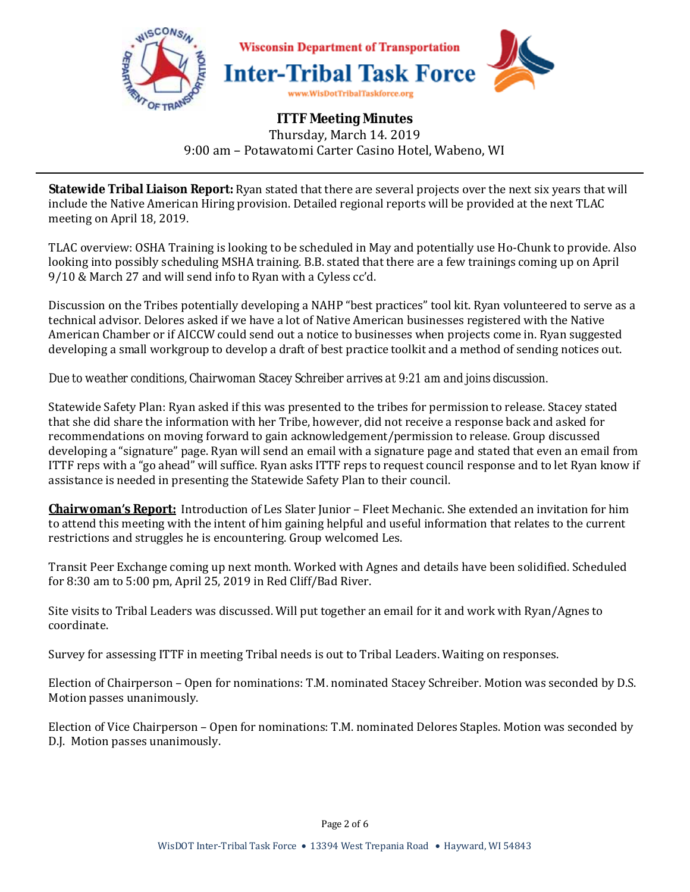**ITTF Meeting Minutes**

Thursday, March 14. 2019

9:00 am – Potawatomi Carter Casino Hotel, Wabeno, WI

**Statewide Tribal Liaison Report:** Ryan stated that there are several projects over the next six years that will include the Native American Hiring provision. Detailed regional reports will be provided at the next TLAC meeting on April 18, 2019.

TLAC overview: OSHA Training is looking to be scheduled in May and potentially use Ho-Chunk to provide. Also looking into possibly scheduling MSHA training. B.B. stated that there are a few trainings coming up on April 9/10 & March 27 and will send info to Ryan with a Cyless cc'd.

Discussion on the Tribes potentially developing a NAHP "best practices" tool kit. Ryan volunteered to serve as a technical advisor. Delores asked if we have a lot of Native American businesses registered with the Native American Chamber or if AICCW could send out a notice to businesses when projects come in. Ryan suggested developing a small workgroup to develop a draft of best practice toolkit and a method of sending notices out.

*Due to weather conditions, Chairwoman Stacey Schreiber arrives at 9:21 am and joins discussion.*

Statewide Safety Plan: Ryan asked if this was presented to the tribes for permission to release. Stacey stated that she did share the information with her Tribe, however, did not receive a response back and asked for recommendations on moving forward to gain acknowledgement/permission to release. Group discussed developing a "signature" page. Ryan will send an email with a signature page and stated that even an email from ITTF reps with a "go ahead" will suffice. Ryan asks ITTF reps to request council response and to let Ryan know if assistance is needed in presenting the Statewide Safety Plan to their council.

**Chairwoman's Report:** Introduction of Les Slater Junior – Fleet Mechanic. She extended an invitation for him to attend this meeting with the intent of him gaining helpful and useful information that relates to the current restrictions and struggles he is encountering. Group welcomed Les.

Transit Peer Exchange coming up next month. Worked with Agnes and details have been solidified. Scheduled for 8:30 am to 5:00 pm, April 25, 2019 in Red Cliff/Bad River.

Site visits to Tribal Leaders was discussed. Will put together an email for it and work with Ryan/Agnes to coordinate.

Survey for assessing ITTF in meeting Tribal needs is out to Tribal Leaders. Waiting on responses.

Election of Chairperson – Open for nominations: T.M. nominated Stacey Schreiber. Motion was seconded by D.S. Motion passes unanimously.

Election of Vice Chairperson – Open for nominations: T.M. nominated Delores Staples. Motion was seconded by D.J. Motion passes unanimously.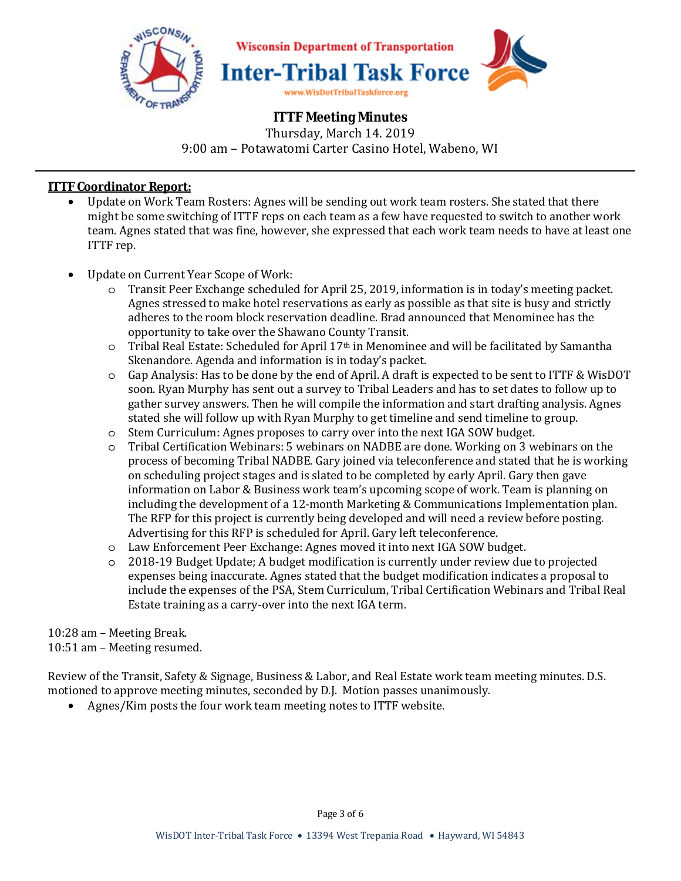Wisconsin Department of Transportation

# Inter-Tribal Task Force

www.WisDotTribalTaskforce.org

## ITTF Meeting Minutes

Thursday, March 14. 2019

9:00 am – Potawatomi Carter Casino Hotel, Wabeno, WI

---

**ITTF Coordinator Report:**

- Update on Work Team Rosters: Agnes will be sending out work team rosters. She stated that there might be some switching of ITTF reps on each team as a few have requested to switch to another work team. Agnes stated that was fine, however, she expressed that each work team needs to have at least one ITTF rep.

- Update on Current Year Scope of Work:
    - Transit Peer Exchange scheduled for April 25, 2019, information is in today's meeting packet. Agnes stressed to make hotel reservations as early as possible as that site is busy and strictly adheres to the room block reservation deadline. Brad announced that Menominee has the opportunity to take over the Shawano County Transit.
    - Tribal Real Estate: Scheduled for April 17th in Menominee and will be facilitated by Samantha Skenandore. Agenda and information is in today's packet.
    - Gap Analysis: Has to be done by the end of April. A draft is expected to be sent to ITTF & WisDOT soon. Ryan Murphy has sent out a survey to Tribal Leaders and has to set dates to follow up to gather survey answers. Then he will compile the information and start drafting analysis. Agnes stated she will follow up with Ryan Murphy to get timeline and send timeline to group.
    - Stem Curriculum: Agnes proposes to carry over into the next IGA SOW budget.
    - Tribal Certification Webinars: 5 webinars on NADBE are done. Working on 3 webinars on the process of becoming Tribal NADBE. Gary joined via teleconference and stated that he is working on scheduling project stages and is slated to be completed by early April. Gary then gave information on Labor & Business work team's upcoming scope of work. Team is planning on including the development of a 12-month Marketing & Communications Implementation plan. The RFP for this project is currently being developed and will need a review before posting. Advertising for this RFP is scheduled for April. Gary left teleconference.
    - Law Enforcement Peer Exchange: Agnes moved it into next IGA SOW budget.
    - 2018-19 Budget Update; A budget modification is currently under review due to projected expenses being inaccurate. Agnes stated that the budget modification indicates a proposal to include the expenses of the PSA, Stem Curriculum, Tribal Certification Webinars and Tribal Real Estate training as a carry-over into the next IGA term.

10:28 am – Meeting Break.
10:51 am – Meeting resumed.

Review of the Transit, Safety & Signage, Business & Labor, and Real Estate work team meeting minutes. D.S. motioned to approve meeting minutes, seconded by D.J. Motion passes unanimously.

- Agnes/Kim posts the four work team meeting notes to ITTF website.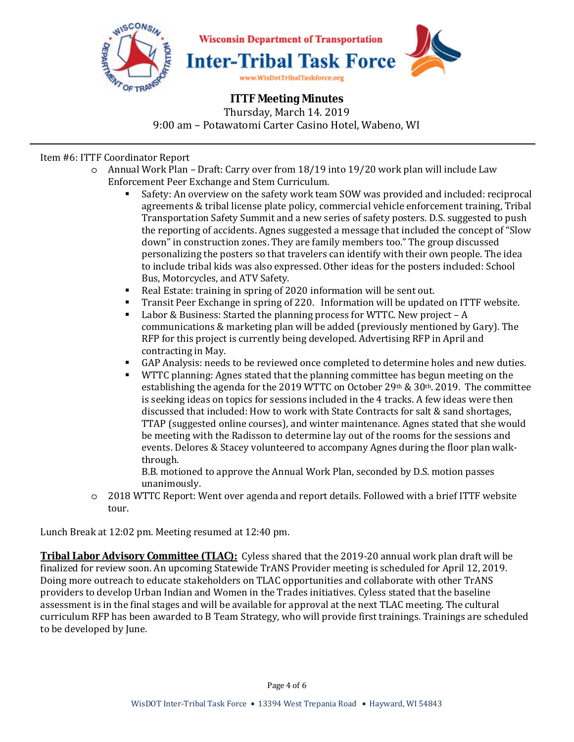# ITTF Meeting Minutes

Thursday, March 14. 2019

9:00 am – Potawatomi Carter Casino Hotel, Wabeno, WI

Item #6: ITTF Coordinator Report

- Annual Work Plan – Draft: Carry over from 18/19 into 19/20 work plan will include Law Enforcement Peer Exchange and Stem Curriculum.
  - Safety: An overview on the safety work team SOW was provided and included: reciprocal agreements & tribal license plate policy, commercial vehicle enforcement training, Tribal Transportation Safety Summit and a new series of safety posters. D.S. suggested to push the reporting of accidents. Agnes suggested a message that included the concept of "Slow down" in construction zones. They are family members too." The group discussed personalizing the posters so that travelers can identify with their own people. The idea to include tribal kids was also expressed. Other ideas for the posters included: School Bus, Motorcycles, and ATV Safety.
  - Real Estate: training in spring of 2020 information will be sent out.
  - Transit Peer Exchange in spring of 220. Information will be updated on ITTF website.
  - Labor & Business: Started the planning process for WTTC. New project – A communications & marketing plan will be added (previously mentioned by Gary). The RFP for this project is currently being developed. Advertising RFP in April and contracting in May.
  - GAP Analysis: needs to be reviewed once completed to determine holes and new duties.
  - WTTC planning: Agnes stated that the planning committee has begun meeting on the establishing the agenda for the 2019 WTTC on October 29th & 30th. 2019. The committee is seeking ideas on topics for sessions included in the 4 tracks. A few ideas were then discussed that included: How to work with State Contracts for salt & sand shortages, TTAP (suggested online courses), and winter maintenance. Agnes stated that she would be meeting with the Radisson to determine lay out of the rooms for the sessions and events. Delores & Stacey volunteered to accompany Agnes during the floor plan walk-through.

    B.B. motioned to approve the Annual Work Plan, seconded by D.S. motion passes unanimously.
- 2018 WTTC Report: Went over agenda and report details. Followed with a brief ITTF website tour.

Lunch Break at 12:02 pm. Meeting resumed at 12:40 pm.

**Tribal Labor Advisory Committee (TLAC):** Cyless shared that the 2019-20 annual work plan draft will be finalized for review soon. An upcoming Statewide TrANS Provider meeting is scheduled for April 12, 2019. Doing more outreach to educate stakeholders on TLAC opportunities and collaborate with other TrANS providers to develop Urban Indian and Women in the Trades initiatives. Cyless stated that the baseline assessment is in the final stages and will be available for approval at the next TLAC meeting. The cultural curriculum RFP has been awarded to B Team Strategy, who will provide first trainings. Trainings are scheduled to be developed by June.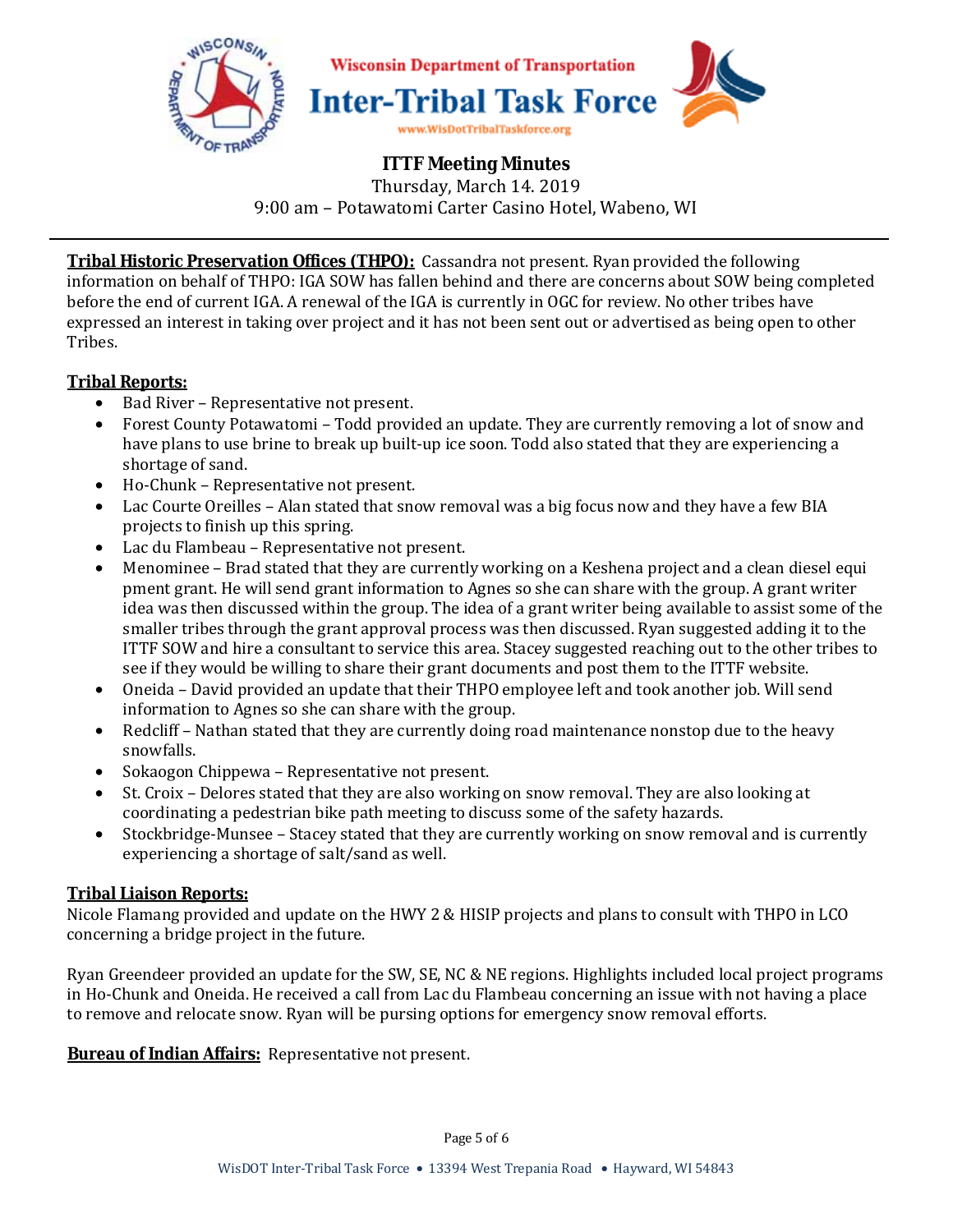Wisconsin Department of Transportation
# Inter-Tribal Task Force
www.WisDotTribalTaskforce.org

## ITTF Meeting Minutes

Thursday, March 14. 2019
9:00 am – Potawatomi Carter Casino Hotel, Wabeno, WI

---

**Tribal Historic Preservation Offices (THPO):** Cassandra not present. Ryan provided the following information on behalf of THPO: IGA SOW has fallen behind and there are concerns about SOW being completed before the end of current IGA. A renewal of the IGA is currently in OGC for review. No other tribes have expressed an interest in taking over project and it has not been sent out or advertised as being open to other Tribes.

**Tribal Reports:**

- Bad River – Representative not present.
- Forest County Potawatomi – Todd provided an update. They are currently removing a lot of snow and have plans to use brine to break up built-up ice soon. Todd also stated that they are experiencing a shortage of sand.
- Ho-Chunk – Representative not present.
- Lac Courte Oreilles – Alan stated that snow removal was a big focus now and they have a few BIA projects to finish up this spring.
- Lac du Flambeau – Representative not present.
- Menominee – Brad stated that they are currently working on a Keshena project and a clean diesel equi pment grant. He will send grant information to Agnes so she can share with the group. A grant writer idea was then discussed within the group. The idea of a grant writer being available to assist some of the smaller tribes through the grant approval process was then discussed. Ryan suggested adding it to the ITTF SOW and hire a consultant to service this area. Stacey suggested reaching out to the other tribes to see if they would be willing to share their grant documents and post them to the ITTF website.
- Oneida – David provided an update that their THPO employee left and took another job. Will send information to Agnes so she can share with the group.
- Redcliff – Nathan stated that they are currently doing road maintenance nonstop due to the heavy snowfalls.
- Sokaogon Chippewa – Representative not present.
- St. Croix – Delores stated that they are also working on snow removal. They are also looking at coordinating a pedestrian bike path meeting to discuss some of the safety hazards.
- Stockbridge-Munsee – Stacey stated that they are currently working on snow removal and is currently experiencing a shortage of salt/sand as well.

**Tribal Liaison Reports:**

Nicole Flamang provided and update on the HWY 2 & HISIP projects and plans to consult with THPO in LCO concerning a bridge project in the future.

Ryan Greendeer provided an update for the SW, SE, NC & NE regions. Highlights included local project programs in Ho-Chunk and Oneida. He received a call from Lac du Flambeau concerning an issue with not having a place to remove and relocate snow. Ryan will be pursing options for emergency snow removal efforts.

**Bureau of Indian Affairs:** Representative not present.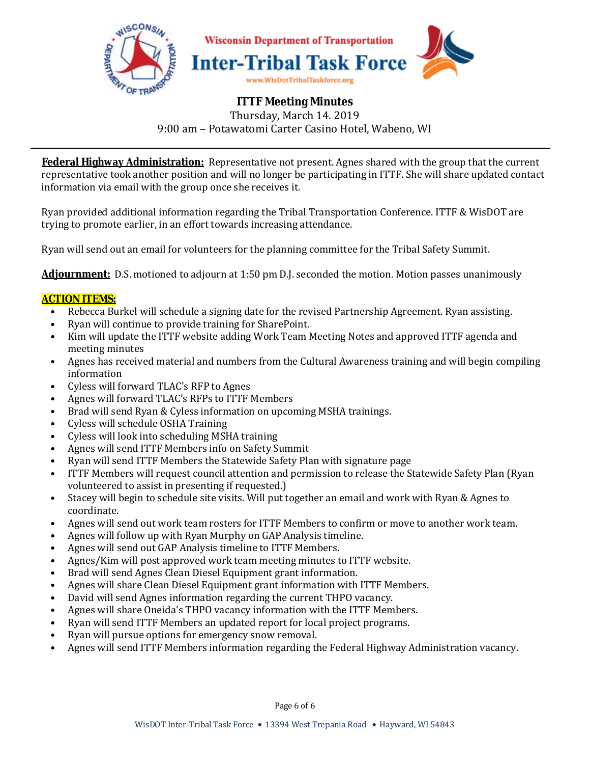**Federal Highway Administration:** Representative not present. Agnes shared with the group that the current representative took another position and will no longer be participating in ITTF. She will share updated contact information via email with the group once she receives it.

Ryan provided additional information regarding the Tribal Transportation Conference. ITTF & WisDOT are trying to promote earlier, in an effort towards increasing attendance.

Ryan will send out an email for volunteers for the planning committee for the Tribal Safety Summit.

**Adjournment:** D.S. motioned to adjourn at 1:50 pm D.J. seconded the motion. Motion passes unanimously

**ACTION ITEMS:**

- Rebecca Burkel will schedule a signing date for the revised Partnership Agreement. Ryan assisting.
- Ryan will continue to provide training for SharePoint.
- Kim will update the ITTF website adding Work Team Meeting Notes and approved ITTF agenda and meeting minutes
- Agnes has received material and numbers from the Cultural Awareness training and will begin compiling information
- Cyless will forward TLAC's RFP to Agnes
- Agnes will forward TLAC's RFPs to ITTF Members
- Brad will send Ryan & Cyless information on upcoming MSHA trainings.
- Cyless will schedule OSHA Training
- Cyless will look into scheduling MSHA training
- Agnes will send ITTF Members info on Safety Summit
- Ryan will send ITTF Members the Statewide Safety Plan with signature page
- ITTF Members will request council attention and permission to release the Statewide Safety Plan (Ryan volunteered to assist in presenting if requested.)
- Stacey will begin to schedule site visits. Will put together an email and work with Ryan & Agnes to coordinate.
- Agnes will send out work team rosters for ITTF Members to confirm or move to another work team.
- Agnes will follow up with Ryan Murphy on GAP Analysis timeline.
- Agnes will send out GAP Analysis timeline to ITTF Members.
- Agnes/Kim will post approved work team meeting minutes to ITTF website.
- Brad will send Agnes Clean Diesel Equipment grant information.
- Agnes will share Clean Diesel Equipment grant information with ITTF Members.
- David will send Agnes information regarding the current THPO vacancy.
- Agnes will share Oneida's THPO vacancy information with the ITTF Members.
- Ryan will send ITTF Members an updated report for local project programs.
- Ryan will pursue options for emergency snow removal.
- Agnes will send ITTF Members information regarding the Federal Highway Administration vacancy.